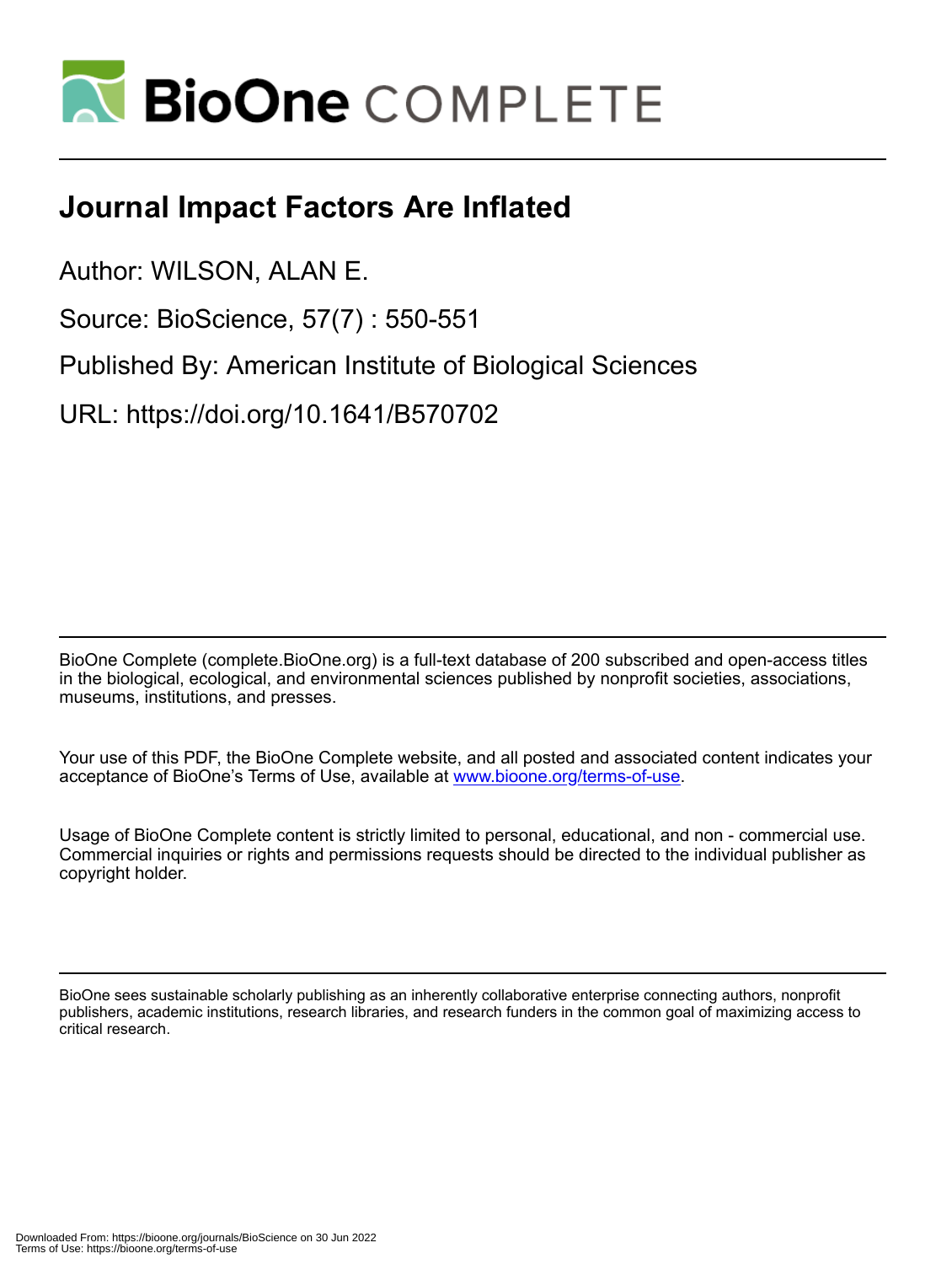# BioOne COMPLETE

# Journal Impact Factors Are Inflated

Author: WILSON, ALAN E.

Source: BioScience, 57(7) : 550-551

Published By: American Institute of Biological Sciences

URL: https://doi.org/10.1641/B570702

BioOne Complete (complete.BioOne.org) is a full-text database of 200 subscribed and open-access titles in the biological, ecological, and environmental sciences published by nonprofit societies, associations, museums, institutions, and presses.

Your use of this PDF, the BioOne Complete website, and all posted and associated content indicates your acceptance of BioOne's Terms of Use, available at www.bioone.org/terms-of-use.

Usage of BioOne Complete content is strictly limited to personal, educational, and non - commercial use. Commercial inquiries or rights and permissions requests should be directed to the individual publisher as copyright holder.

BioOne sees sustainable scholarly publishing as an inherently collaborative enterprise connecting authors, nonprofit publishers, academic institutions, research libraries, and research funders in the common goal of maximizing access to critical research.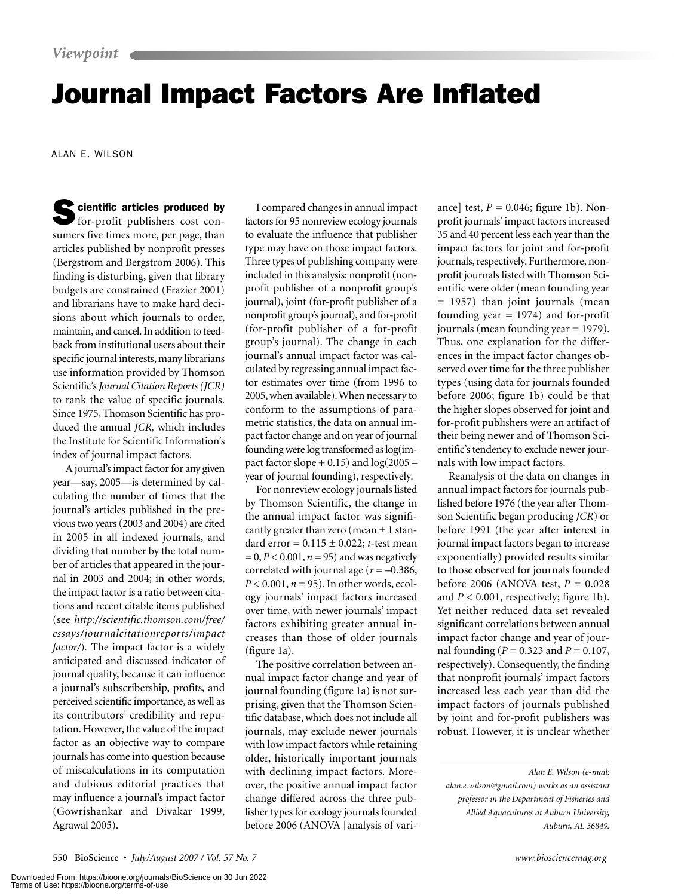*Viewpoint*

# Journal Impact Factors Are Inflated

ALAN E. WILSON

**Scientific articles produced by** for-profit publishers cost consumers five times more, per page, than articles published by nonprofit presses (Bergstrom and Bergstrom 2006). This finding is disturbing, given that library budgets are constrained (Frazier 2001) and librarians have to make hard decisions about which journals to order, maintain, and cancel. In addition to feedback from institutional users about their specific journal interests, many librarians use information provided by Thomson Scientific's *Journal Citation Reports (JCR)* to rank the value of specific journals. Since 1975, Thomson Scientific has produced the annual *JCR,* which includes the Institute for Scientific Information's index of journal impact factors.

A journal's impact factor for any given year—say, 2005—is determined by calculating the number of times that the journal's articles published in the previous two years (2003 and 2004) are cited in 2005 in all indexed journals, and dividing that number by the total number of articles that appeared in the journal in 2003 and 2004; in other words, the impact factor is a ratio between citations and recent citable items published (see *http://scientific.thomson.com/free/essays/journalcitationreports/impactfactor/*). The impact factor is a widely anticipated and discussed indicator of journal quality, because it can influence a journal's subscribership, profits, and perceived scientific importance, as well as its contributors' credibility and reputation. However, the value of the impact factor as an objective way to compare journals has come into question because of miscalculations in its computation and dubious editorial practices that may influence a journal's impact factor (Gowrishankar and Divakar 1999, Agrawal 2005).

I compared changes in annual impact factors for 95 nonreview ecology journals to evaluate the influence that publisher type may have on those impact factors. Three types of publishing company were included in this analysis: nonprofit (nonprofit publisher of a nonprofit group's journal), joint (for-profit publisher of a nonprofit group's journal), and for-profit (for-profit publisher of a for-profit group's journal). The change in each journal's annual impact factor was calculated by regressing annual impact factor estimates over time (from 1996 to 2005, when available). When necessary to conform to the assumptions of parametric statistics, the data on annual impact factor change and on year of journal founding were log transformed as log(impact factor slope + 0.15) and log(2005 – year of journal founding), respectively.

For nonreview ecology journals listed by Thomson Scientific, the change in the annual impact factor was significantly greater than zero (mean ± 1 standard error = 0.115 ± 0.022; *t*-test mean = 0, $P < 0.001$, $n = 95$) and was negatively correlated with journal age ($r = -0.386$, $P < 0.001$, $n = 95$). In other words, ecology journals' impact factors increased over time, with newer journals' impact factors exhibiting greater annual increases than those of older journals (figure 1a).

The positive correlation between annual impact factor change and year of journal founding (figure 1a) is not surprising, given that the Thomson Scientific database, which does not include all journals, may exclude newer journals with low impact factors while retaining older, historically important journals with declining impact factors. Moreover, the positive annual impact factor change differed across the three publisher types for ecology journals founded before 2006 (ANOVA [analysis of variance] test, $P = 0.046$; figure 1b). Nonprofit journals' impact factors increased 35 and 40 percent less each year than the impact factors for joint and for-profit journals, respectively. Furthermore, nonprofit journals listed with Thomson Scientific were older (mean founding year = 1957) than joint journals (mean founding year = 1974) and for-profit journals (mean founding year = 1979). Thus, one explanation for the differences in the impact factor changes observed over time for the three publisher types (using data for journals founded before 2006; figure 1b) could be that the higher slopes observed for joint and for-profit publishers were an artifact of their being newer and of Thomson Scientific's tendency to exclude newer journals with low impact factors.

Reanalysis of the data on changes in annual impact factors for journals published before 1976 (the year after Thomson Scientific began producing *JCR*) or before 1991 (the year after interest in journal impact factors began to increase exponentially) provided results similar to those observed for journals founded before 2006 (ANOVA test, $P = 0.028$ and $P < 0.001$, respectively; figure 1b). Yet neither reduced data set revealed significant correlations between annual impact factor change and year of journal founding ($P = 0.323$ and $P = 0.107$, respectively). Consequently, the finding that nonprofit journals' impact factors increased less each year than did the impact factors of journals published by joint and for-profit publishers was robust. However, it is unclear whether

*Alan E. Wilson (e-mail: alan.e.wilson@gmail.com) works as an assistant professor in the Department of Fisheries and Allied Aquacultures at Auburn University, Auburn, AL 36849.*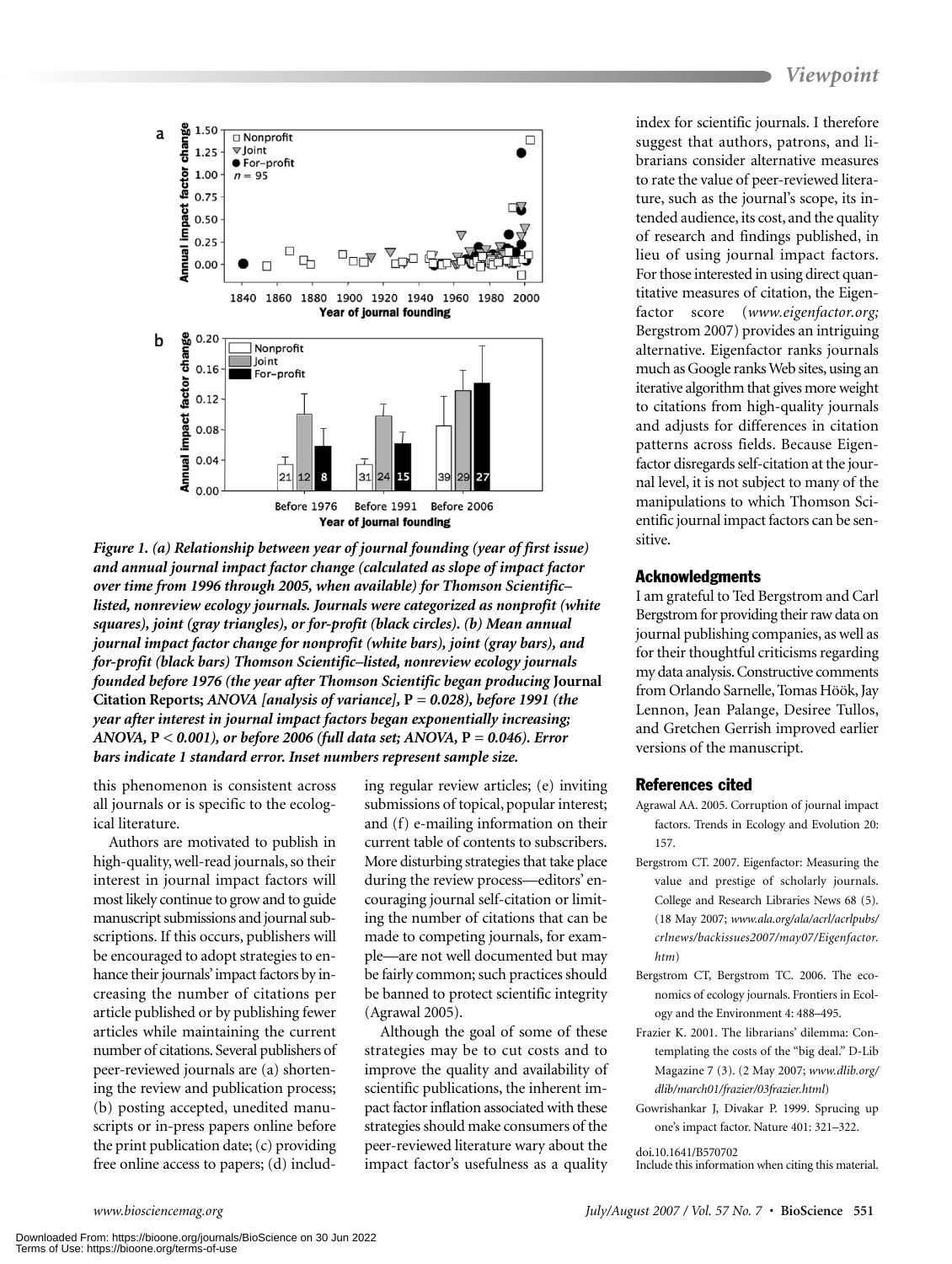a

Annual impact factor change

1.50
1.25
1.00
0.75
0.50
0.25
0.00

□ Nonprofit
▽ Joint
● For-profit
$n$ = 95

1840 1860 1880 1900 1920 1940 1960 1980 2000

Year of journal founding

b

Annual impact factor change

0.20
0.16
0.12
0.08
0.04
0.00

Nonprofit
Joint
For-profit

21 12 8
31 24 15
39 29 27

Before 1976 Before 1991 Before 2006

Year of journal founding

*Figure 1. (a) Relationship between year of journal founding (year of first issue) and annual journal impact factor change (calculated as slope of impact factor over time from 1996 through 2005, when available) for Thomson Scientific–listed, nonreview ecology journals. Journals were categorized as nonprofit (white squares), joint (gray triangles), or for-profit (black circles). (b) Mean annual journal impact factor change for nonprofit (white bars), joint (gray bars), and for-profit (black bars) Thomson Scientific–listed, nonreview ecology journals founded before 1976 (the year after Thomson Scientific began producing* **Journal Citation Reports;** *ANOVA [analysis of variance], P = 0.028), before 1991 (the year after interest in journal impact factors began exponentially increasing; ANOVA, P < 0.001), or before 2006 (full data set; ANOVA, P = 0.046). Error bars indicate 1 standard error. Inset numbers represent sample size.*

this phenomenon is consistent across all journals or is specific to the ecological literature.

Authors are motivated to publish in high-quality, well-read journals, so their interest in journal impact factors will most likely continue to grow and to guide manuscript submissions and journal subscriptions. If this occurs, publishers will be encouraged to adopt strategies to enhance their journals' impact factors by increasing the number of citations per article published or by publishing fewer articles while maintaining the current number of citations. Several publishers of peer-reviewed journals are (a) shortening the review and publication process; (b) posting accepted, unedited manuscripts or in-press papers online before the print publication date; (c) providing free online access to papers; (d) including regular review articles; (e) inviting submissions of topical, popular interest; and (f) e-mailing information on their current table of contents to subscribers. More disturbing strategies that take place during the review process—editors' encouraging journal self-citation or limiting the number of citations that can be made to competing journals, for example—are not well documented but may be fairly common; such practices should be banned to protect scientific integrity (Agrawal 2005).

Although the goal of some of these strategies may be to cut costs and to improve the quality and availability of scientific publications, the inherent impact factor inflation associated with these strategies should make consumers of the peer-reviewed literature wary about the impact factor's usefulness as a quality index for scientific journals. I therefore suggest that authors, patrons, and librarians consider alternative measures to rate the value of peer-reviewed literature, such as the journal's scope, its intended audience, its cost, and the quality of research and findings published, in lieu of using journal impact factors. For those interested in using direct quantitative measures of citation, the Eigenfactor score (*www.eigenfactor.org;* Bergstrom 2007) provides an intriguing alternative. Eigenfactor ranks journals much as Google ranks Web sites, using an iterative algorithm that gives more weight to citations from high-quality journals and adjusts for differences in citation patterns across fields. Because Eigenfactor disregards self-citation at the journal level, it is not subject to many of the manipulations to which Thomson Scientific journal impact factors can be sensitive.

## Acknowledgments

I am grateful to Ted Bergstrom and Carl Bergstrom for providing their raw data on journal publishing companies, as well as for their thoughtful criticisms regarding my data analysis. Constructive comments from Orlando Sarnelle, Tomas Höök, Jay Lennon, Jean Palange, Desiree Tullos, and Gretchen Gerrish improved earlier versions of the manuscript.

## References cited

Agrawal AA. 2005. Corruption of journal impact factors. Trends in Ecology and Evolution 20: 157.

Bergstrom CT. 2007. Eigenfactor: Measuring the value and prestige of scholarly journals. College and Research Libraries News 68 (5). (18 May 2007; *www.ala.org/ala/acrl/acrlpubs/crlnews/backissues2007/may07/Eigenfactor.htm*)

Bergstrom CT, Bergstrom TC. 2006. The economics of ecology journals. Frontiers in Ecology and the Environment 4: 488–495.

Frazier K. 2001. The librarians' dilemma: Contemplating the costs of the "big deal." D-Lib Magazine 7 (3). (2 May 2007; *www.dlib.org/dlib/march01/frazier/03frazier.html*)

Gowrishankar J, Divakar P. 1999. Sprucing up one's impact factor. Nature 401: 321–322.

doi:10.1641/B570702
Include this information when citing this material.